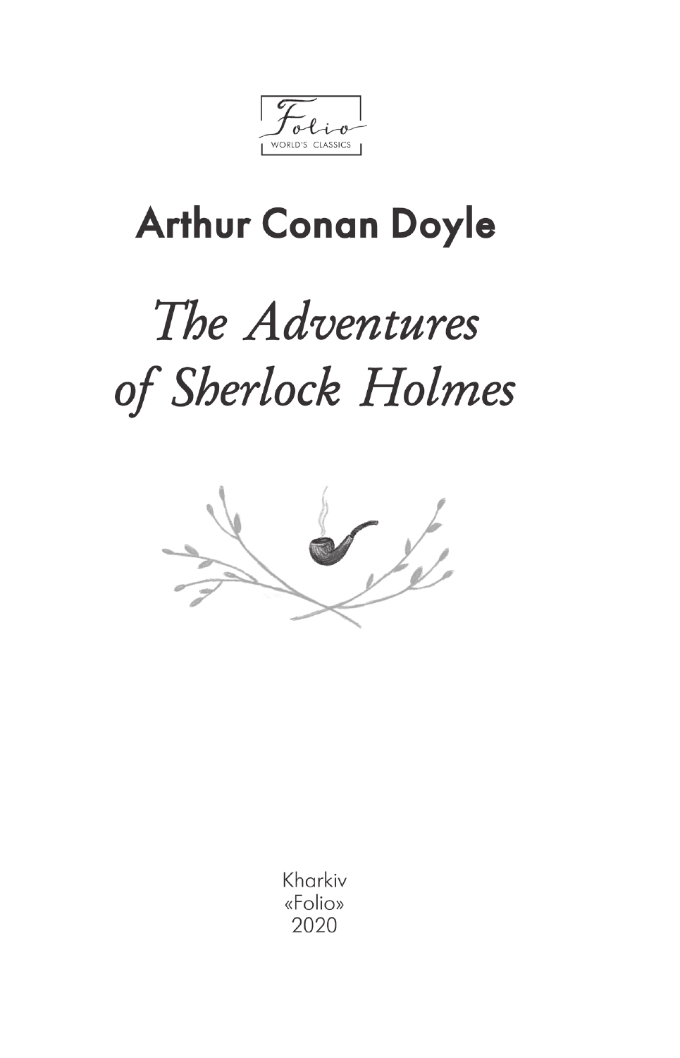Folio
WORLD'S CLASSICS

## Arthur Conan Doyle

# *The Adventures of Sherlock Holmes*

Kharkiv
«Folio»
2020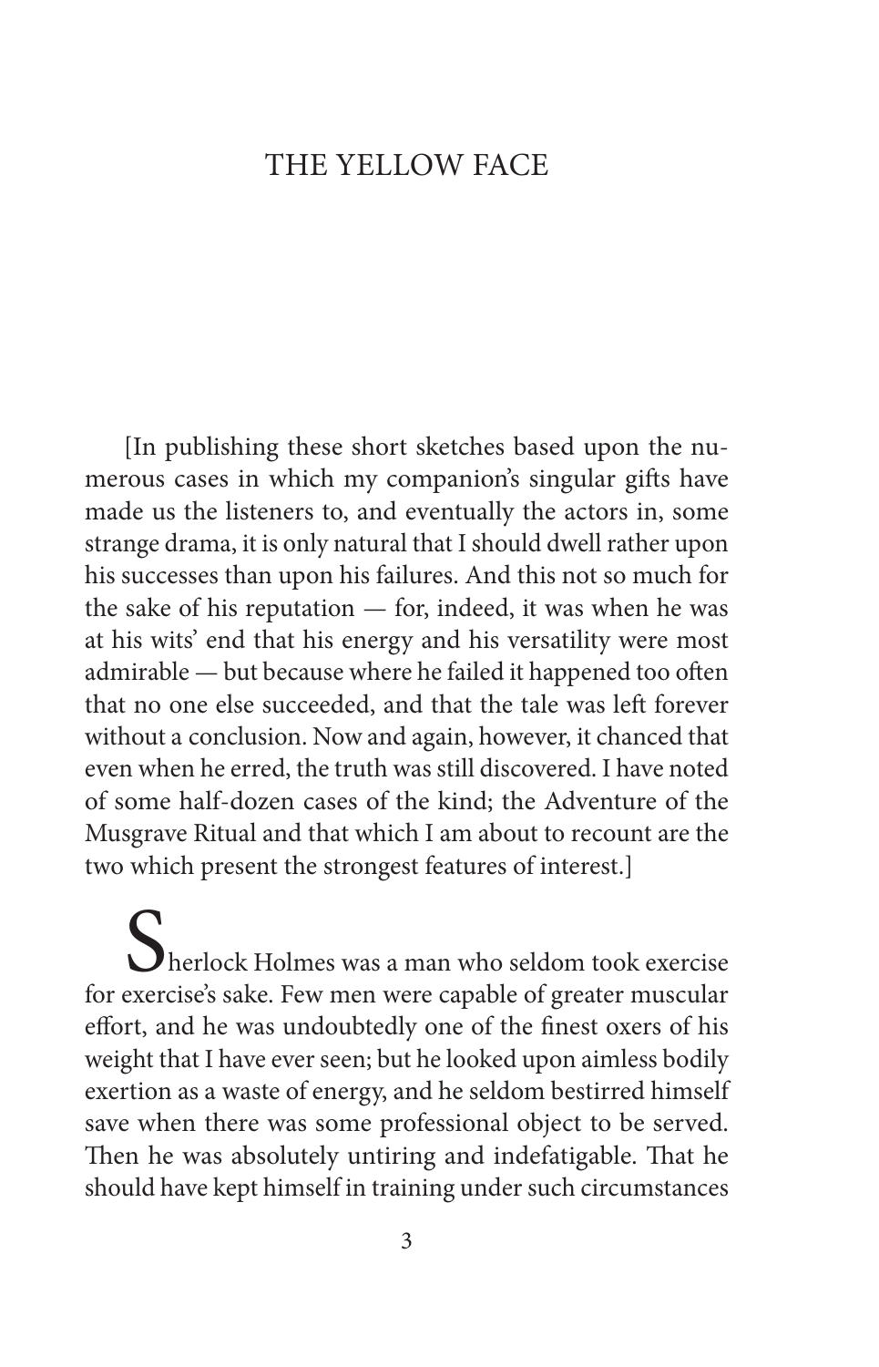# THE YELLOW FACE

[In publishing these short sketches based upon the numerous cases in which my companion's singular gifts have made us the listeners to, and eventually the actors in, some strange drama, it is only natural that I should dwell rather upon his successes than upon his failures. And this not so much for the sake of his reputation — for, indeed, it was when he was at his wits' end that his energy and his versatility were most admirable — but because where he failed it happened too often that no one else succeeded, and that the tale was left forever without a conclusion. Now and again, however, it chanced that even when he erred, the truth was still discovered. I have noted of some half-dozen cases of the kind; the Adventure of the Musgrave Ritual and that which I am about to recount are the two which present the strongest features of interest.]

Sherlock Holmes was a man who seldom took exercise for exercise's sake. Few men were capable of greater muscular effort, and he was undoubtedly one of the finest oxers of his weight that I have ever seen; but he looked upon aimless bodily exertion as a waste of energy, and he seldom bestirred himself save when there was some professional object to be served. Then he was absolutely untiring and indefatigable. That he should have kept himself in training under such circumstances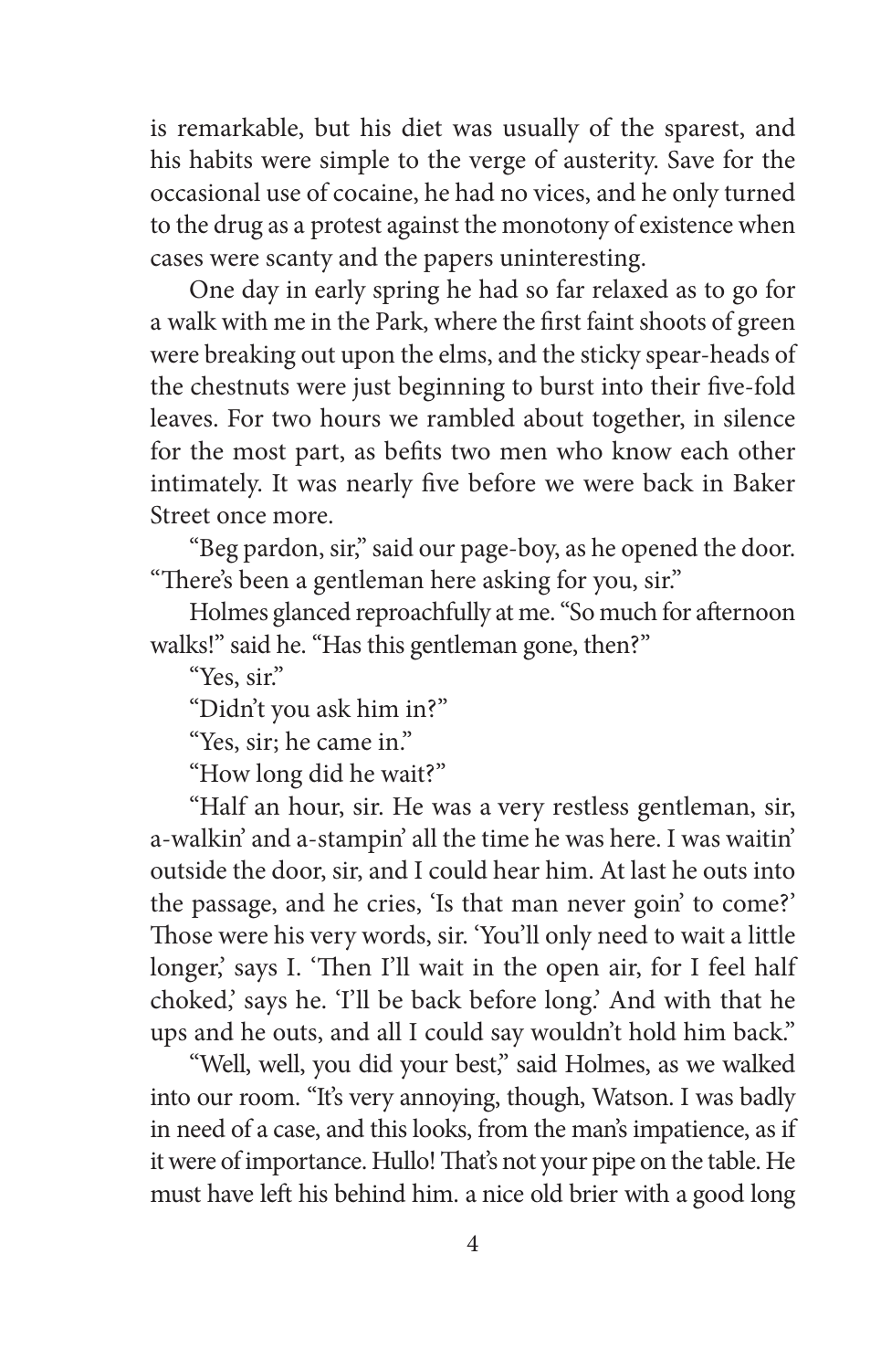is remarkable, but his diet was usually of the sparest, and his habits were simple to the verge of austerity. Save for the occasional use of cocaine, he had no vices, and he only turned to the drug as a protest against the monotony of existence when cases were scanty and the papers uninteresting.

One day in early spring he had so far relaxed as to go for a walk with me in the Park, where the first faint shoots of green were breaking out upon the elms, and the sticky spear-heads of the chestnuts were just beginning to burst into their five-fold leaves. For two hours we rambled about together, in silence for the most part, as befits two men who know each other intimately. It was nearly five before we were back in Baker Street once more.

"Beg pardon, sir," said our page-boy, as he opened the door. "There's been a gentleman here asking for you, sir."

Holmes glanced reproachfully at me. "So much for afternoon walks!" said he. "Has this gentleman gone, then?"

"Yes, sir."

"Didn't you ask him in?"

"Yes, sir; he came in."

"How long did he wait?"

"Half an hour, sir. He was a very restless gentleman, sir, a-walkin' and a-stampin' all the time he was here. I was waitin' outside the door, sir, and I could hear him. At last he outs into the passage, and he cries, 'Is that man never goin' to come?' Those were his very words, sir. 'You'll only need to wait a little longer,' says I. 'Then I'll wait in the open air, for I feel half choked,' says he. 'I'll be back before long.' And with that he ups and he outs, and all I could say wouldn't hold him back."

"Well, well, you did your best," said Holmes, as we walked into our room. "It's very annoying, though, Watson. I was badly in need of a case, and this looks, from the man's impatience, as if it were of importance. Hullo! That's not your pipe on the table. He must have left his behind him. a nice old brier with a good long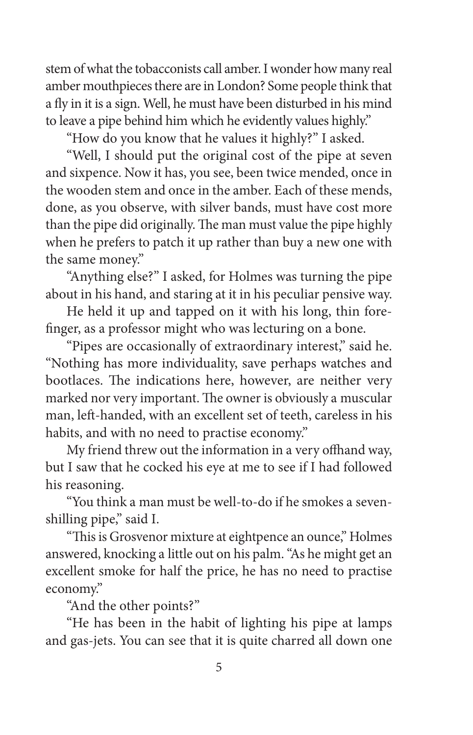stem of what the tobacconists call amber. I wonder how many real amber mouthpieces there are in London? Some people think that a fly in it is a sign. Well, he must have been disturbed in his mind to leave a pipe behind him which he evidently values highly."

"How do you know that he values it highly?" I asked.

"Well, I should put the original cost of the pipe at seven and sixpence. Now it has, you see, been twice mended, once in the wooden stem and once in the amber. Each of these mends, done, as you observe, with silver bands, must have cost more than the pipe did originally. The man must value the pipe highly when he prefers to patch it up rather than buy a new one with the same money."

"Anything else?" I asked, for Holmes was turning the pipe about in his hand, and staring at it in his peculiar pensive way.

He held it up and tapped on it with his long, thin forefinger, as a professor might who was lecturing on a bone.

"Pipes are occasionally of extraordinary interest," said he. "Nothing has more individuality, save perhaps watches and bootlaces. The indications here, however, are neither very marked nor very important. The owner is obviously a muscular man, left-handed, with an excellent set of teeth, careless in his habits, and with no need to practise economy."

My friend threw out the information in a very offhand way, but I saw that he cocked his eye at me to see if I had followed his reasoning.

"You think a man must be well-to-do if he smokes a seven-shilling pipe," said I.

"This is Grosvenor mixture at eightpence an ounce," Holmes answered, knocking a little out on his palm. "As he might get an excellent smoke for half the price, he has no need to practise economy."

"And the other points?"

"He has been in the habit of lighting his pipe at lamps and gas-jets. You can see that it is quite charred all down one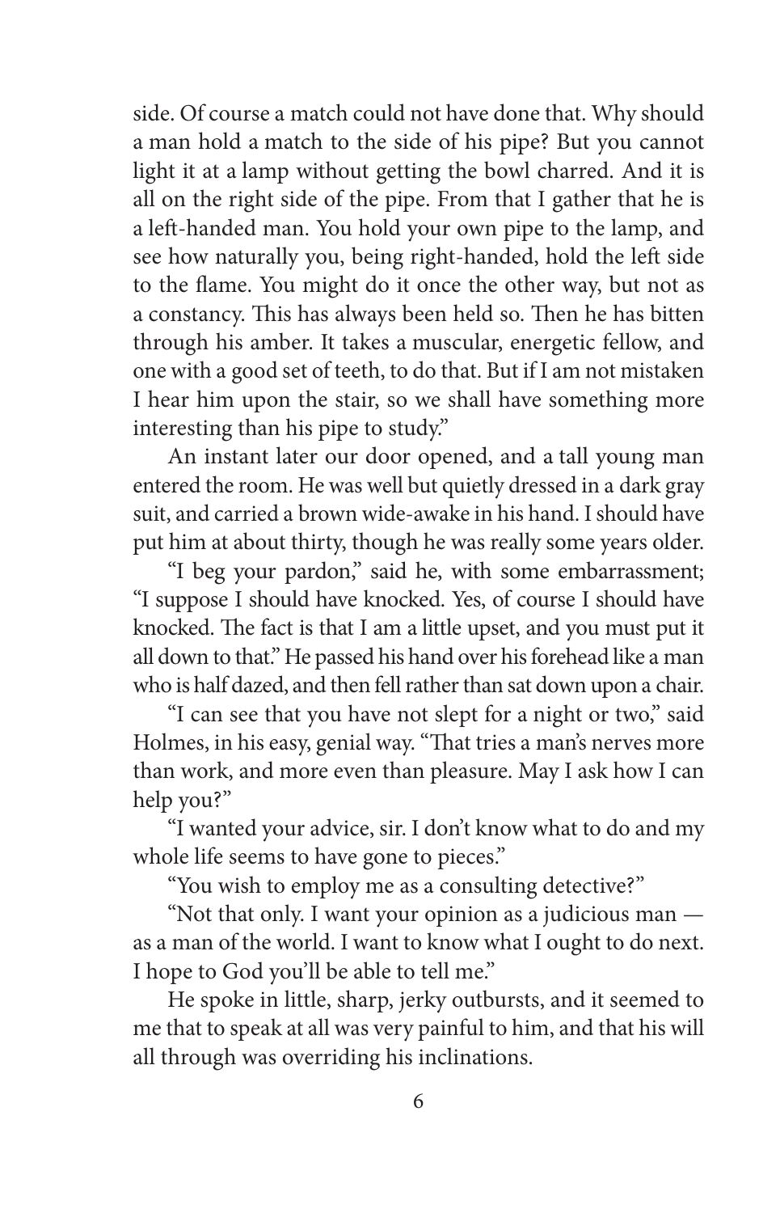side. Of course a match could not have done that. Why should a man hold a match to the side of his pipe? But you cannot light it at a lamp without getting the bowl charred. And it is all on the right side of the pipe. From that I gather that he is a left-handed man. You hold your own pipe to the lamp, and see how naturally you, being right-handed, hold the left side to the flame. You might do it once the other way, but not as a constancy. This has always been held so. Then he has bitten through his amber. It takes a muscular, energetic fellow, and one with a good set of teeth, to do that. But if I am not mistaken I hear him upon the stair, so we shall have something more interesting than his pipe to study."

An instant later our door opened, and a tall young man entered the room. He was well but quietly dressed in a dark gray suit, and carried a brown wide-awake in his hand. I should have put him at about thirty, though he was really some years older.

"I beg your pardon," said he, with some embarrassment; "I suppose I should have knocked. Yes, of course I should have knocked. The fact is that I am a little upset, and you must put it all down to that." He passed his hand over his forehead like a man who is half dazed, and then fell rather than sat down upon a chair.

"I can see that you have not slept for a night or two," said Holmes, in his easy, genial way. "That tries a man's nerves more than work, and more even than pleasure. May I ask how I can help you?"

"I wanted your advice, sir. I don't know what to do and my whole life seems to have gone to pieces."

"You wish to employ me as a consulting detective?"

"Not that only. I want your opinion as a judicious man — as a man of the world. I want to know what I ought to do next. I hope to God you'll be able to tell me."

He spoke in little, sharp, jerky outbursts, and it seemed to me that to speak at all was very painful to him, and that his will all through was overriding his inclinations.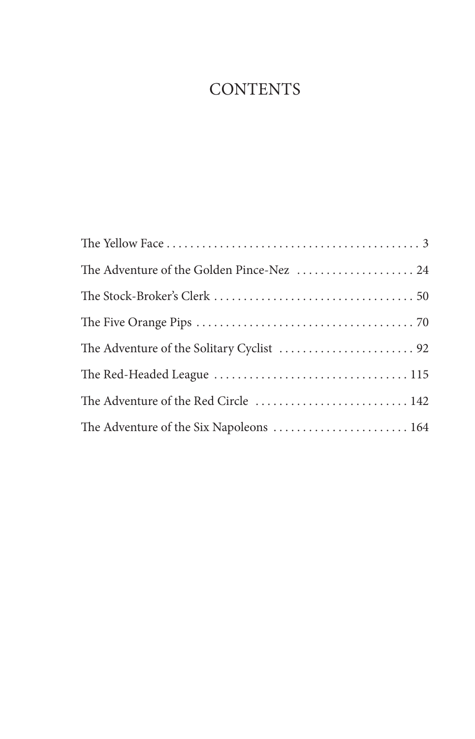# CONTENTS

The Yellow Face . . . . . . . . . . . . . . . . . . . . . . . . . . . . . . . . . . . . . . . . . . . 3

The Adventure of the Golden Pince-Nez . . . . . . . . . . . . . . . . . . . . 24

The Stock-Broker's Clerk . . . . . . . . . . . . . . . . . . . . . . . . . . . . . . . . . . 50

The Five Orange Pips . . . . . . . . . . . . . . . . . . . . . . . . . . . . . . . . . . . . . 70

The Adventure of the Solitary Cyclist . . . . . . . . . . . . . . . . . . . . . . . 92

The Red-Headed League . . . . . . . . . . . . . . . . . . . . . . . . . . . . . . . . . 115

The Adventure of the Red Circle . . . . . . . . . . . . . . . . . . . . . . . . . 142

The Adventure of the Six Napoleons . . . . . . . . . . . . . . . . . . . . . . . 164